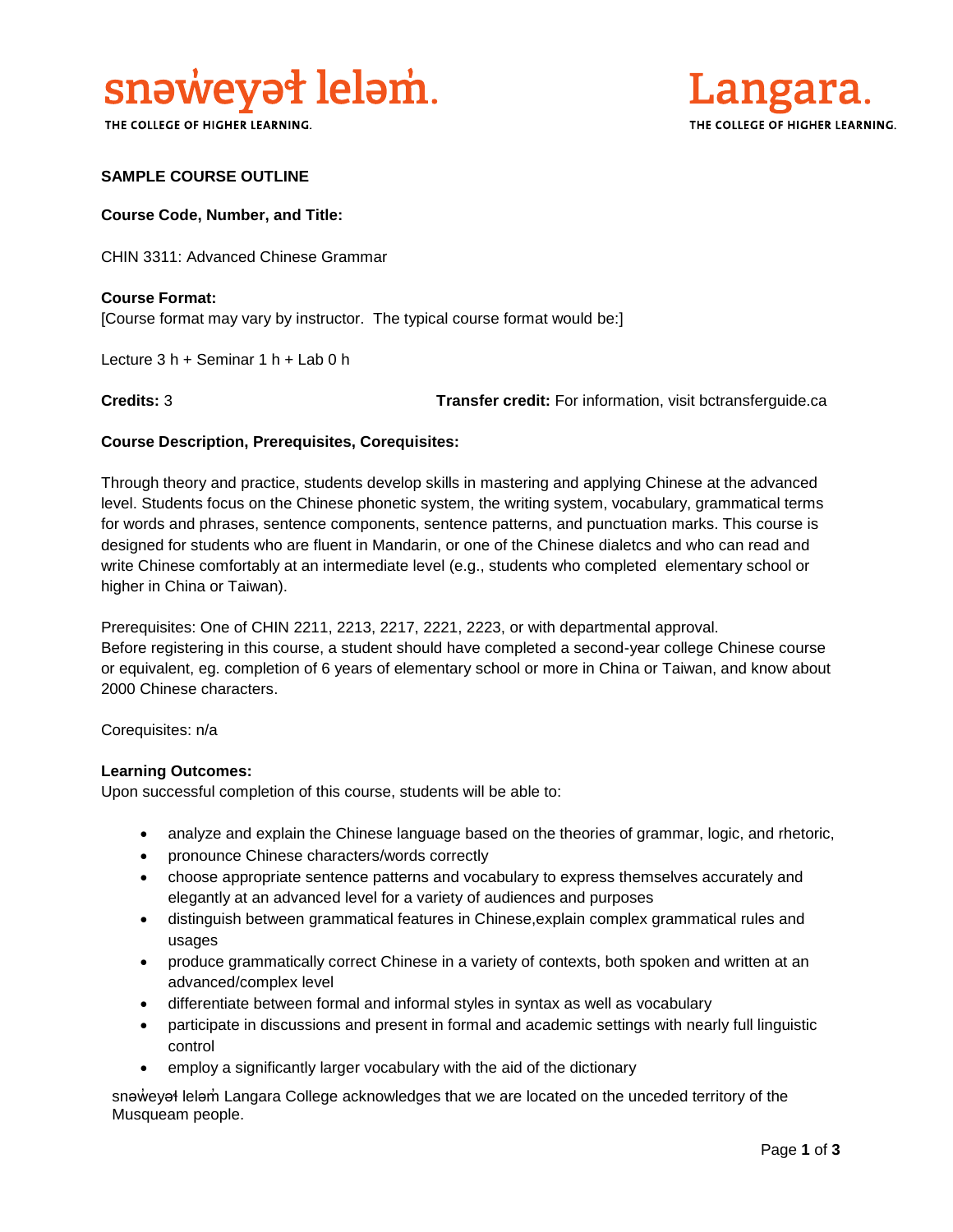snəw̓eyəɬ leləm̓.
THE COLLEGE OF HIGHER LEARNING.

Langara.
THE COLLEGE OF HIGHER LEARNING.

**SAMPLE COURSE OUTLINE**

**Course Code, Number, and Title:**

CHIN 3311: Advanced Chinese Grammar

**Course Format:**
[Course format may vary by instructor. The typical course format would be:]

Lecture 3 h + Seminar 1 h + Lab 0 h

**Credits:** 3 **Transfer credit:** For information, visit bctransferguide.ca

**Course Description, Prerequisites, Corequisites:**

Through theory and practice, students develop skills in mastering and applying Chinese at the advanced level. Students focus on the Chinese phonetic system, the writing system, vocabulary, grammatical terms for words and phrases, sentence components, sentence patterns, and punctuation marks. This course is designed for students who are fluent in Mandarin, or one of the Chinese dialetcs and who can read and write Chinese comfortably at an intermediate level (e.g., students who completed elementary school or higher in China or Taiwan).

Prerequisites: One of CHIN 2211, 2213, 2217, 2221, 2223, or with departmental approval.
Before registering in this course, a student should have completed a second-year college Chinese course or equivalent, eg. completion of 6 years of elementary school or more in China or Taiwan, and know about 2000 Chinese characters.

Corequisites: n/a

**Learning Outcomes:**
Upon successful completion of this course, students will be able to:

- analyze and explain the Chinese language based on the theories of grammar, logic, and rhetoric,
- pronounce Chinese characters/words correctly
- choose appropriate sentence patterns and vocabulary to express themselves accurately and elegantly at an advanced level for a variety of audiences and purposes
- distinguish between grammatical features in Chinese,explain complex grammatical rules and usages
- produce grammatically correct Chinese in a variety of contexts, both spoken and written at an advanced/complex level
- differentiate between formal and informal styles in syntax as well as vocabulary
- participate in discussions and present in formal and academic settings with nearly full linguistic control
- employ a significantly larger vocabulary with the aid of the dictionary

snəw̓eyəɬ leləm̓ Langara College acknowledges that we are located on the unceded territory of the Musqueam people.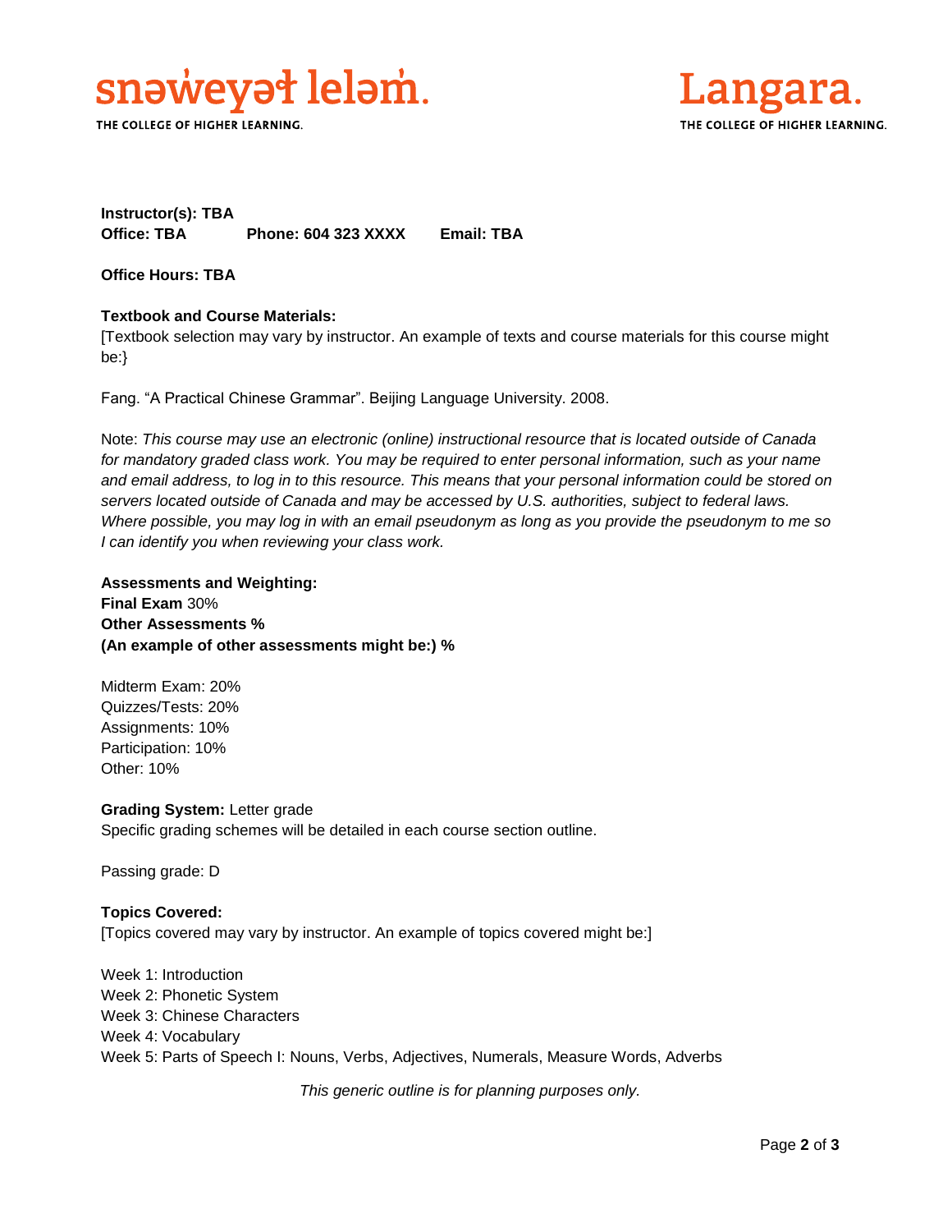**Instructor(s): TBA**
**Office: TBA** **Phone: 604 323 XXXX** **Email: TBA**

**Office Hours: TBA**

**Textbook and Course Materials:**
[Textbook selection may vary by instructor. An example of texts and course materials for this course might be:}

Fang. "A Practical Chinese Grammar". Beijing Language University. 2008.

Note: *This course may use an electronic (online) instructional resource that is located outside of Canada for mandatory graded class work. You may be required to enter personal information, such as your name and email address, to log in to this resource. This means that your personal information could be stored on servers located outside of Canada and may be accessed by U.S. authorities, subject to federal laws. Where possible, you may log in with an email pseudonym as long as you provide the pseudonym to me so I can identify you when reviewing your class work.*

**Assessments and Weighting:**
**Final Exam** 30%
**Other Assessments %**
**(An example of other assessments might be:) %**

Midterm Exam: 20%
Quizzes/Tests: 20%
Assignments: 10%
Participation: 10%
Other: 10%

**Grading System:** Letter grade
Specific grading schemes will be detailed in each course section outline.

Passing grade: D

**Topics Covered:**
[Topics covered may vary by instructor. An example of topics covered might be:]

Week 1: Introduction
Week 2: Phonetic System
Week 3: Chinese Characters
Week 4: Vocabulary
Week 5: Parts of Speech I: Nouns, Verbs, Adjectives, Numerals, Measure Words, Adverbs

*This generic outline is for planning purposes only.*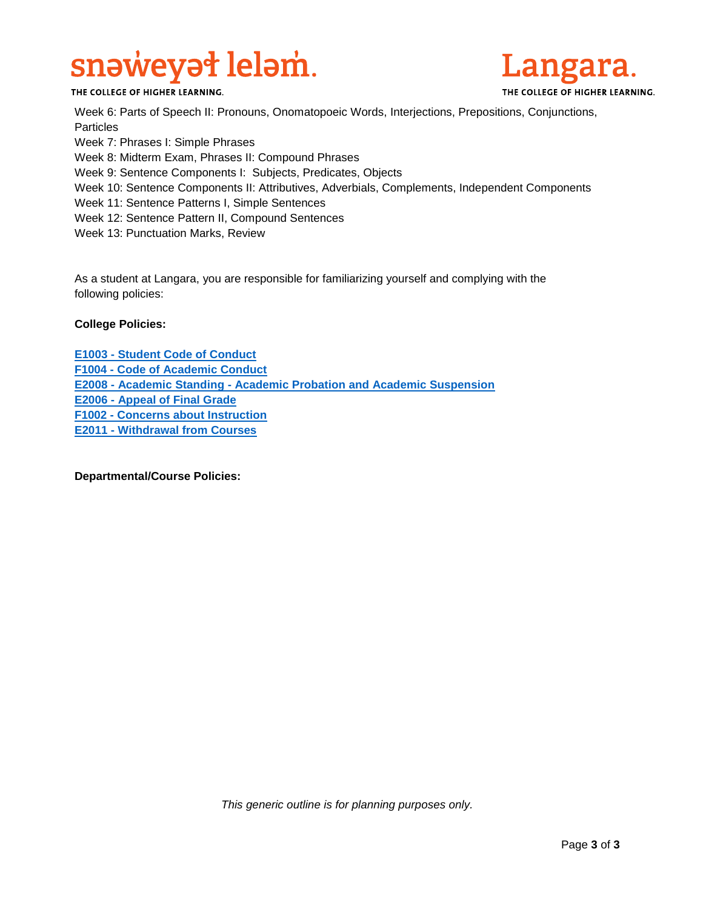Week 6: Parts of Speech II: Pronouns, Onomatopoeic Words, Interjections, Prepositions, Conjunctions, Particles
Week 7: Phrases I: Simple Phrases
Week 8: Midterm Exam, Phrases II: Compound Phrases
Week 9: Sentence Components I: Subjects, Predicates, Objects
Week 10: Sentence Components II: Attributives, Adverbials, Complements, Independent Components
Week 11: Sentence Patterns I, Simple Sentences
Week 12: Sentence Pattern II, Compound Sentences
Week 13: Punctuation Marks, Review

As a student at Langara, you are responsible for familiarizing yourself and complying with the following policies:

**College Policies:**

**E1003 - Student Code of Conduct**
**F1004 - Code of Academic Conduct**
**E2008 - Academic Standing - Academic Probation and Academic Suspension**
**E2006 - Appeal of Final Grade**
**F1002 - Concerns about Instruction**
**E2011 - Withdrawal from Courses**

**Departmental/Course Policies:**

*This generic outline is for planning purposes only.*